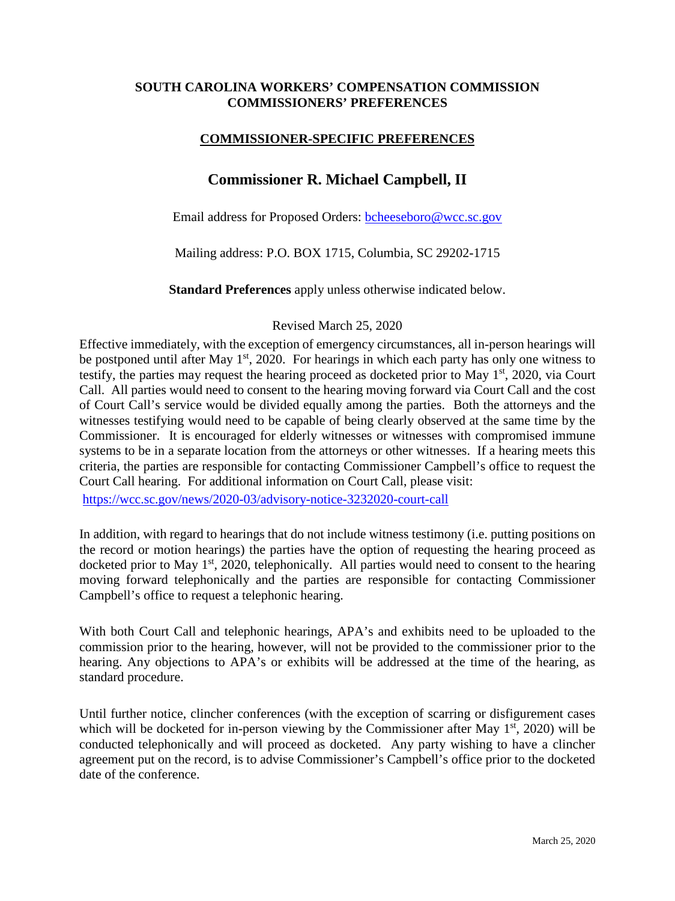**SOUTH CAROLINA WORKERS' COMPENSATION COMMISSION**
**COMMISSIONERS' PREFERENCES**

**COMMISSIONER-SPECIFIC PREFERENCES**

# Commissioner R. Michael Campbell, II

Email address for Proposed Orders: bcheeseboro@wcc.sc.gov

Mailing address: P.O. BOX 1715, Columbia, SC 29202-1715

**Standard Preferences** apply unless otherwise indicated below.

Revised March 25, 2020

Effective immediately, with the exception of emergency circumstances, all in-person hearings will be postponed until after May 1st, 2020. For hearings in which each party has only one witness to testify, the parties may request the hearing proceed as docketed prior to May 1st, 2020, via Court Call. All parties would need to consent to the hearing moving forward via Court Call and the cost of Court Call's service would be divided equally among the parties. Both the attorneys and the witnesses testifying would need to be capable of being clearly observed at the same time by the Commissioner. It is encouraged for elderly witnesses or witnesses with compromised immune systems to be in a separate location from the attorneys or other witnesses. If a hearing meets this criteria, the parties are responsible for contacting Commissioner Campbell's office to request the Court Call hearing. For additional information on Court Call, please visit:
https://wcc.sc.gov/news/2020-03/advisory-notice-3232020-court-call

In addition, with regard to hearings that do not include witness testimony (i.e. putting positions on the record or motion hearings) the parties have the option of requesting the hearing proceed as docketed prior to May 1st, 2020, telephonically. All parties would need to consent to the hearing moving forward telephonically and the parties are responsible for contacting Commissioner Campbell's office to request a telephonic hearing.

With both Court Call and telephonic hearings, APA's and exhibits need to be uploaded to the commission prior to the hearing, however, will not be provided to the commissioner prior to the hearing. Any objections to APA's or exhibits will be addressed at the time of the hearing, as standard procedure.

Until further notice, clincher conferences (with the exception of scarring or disfigurement cases which will be docketed for in-person viewing by the Commissioner after May 1st, 2020) will be conducted telephonically and will proceed as docketed. Any party wishing to have a clincher agreement put on the record, is to advise Commissioner's Campbell's office prior to the docketed date of the conference.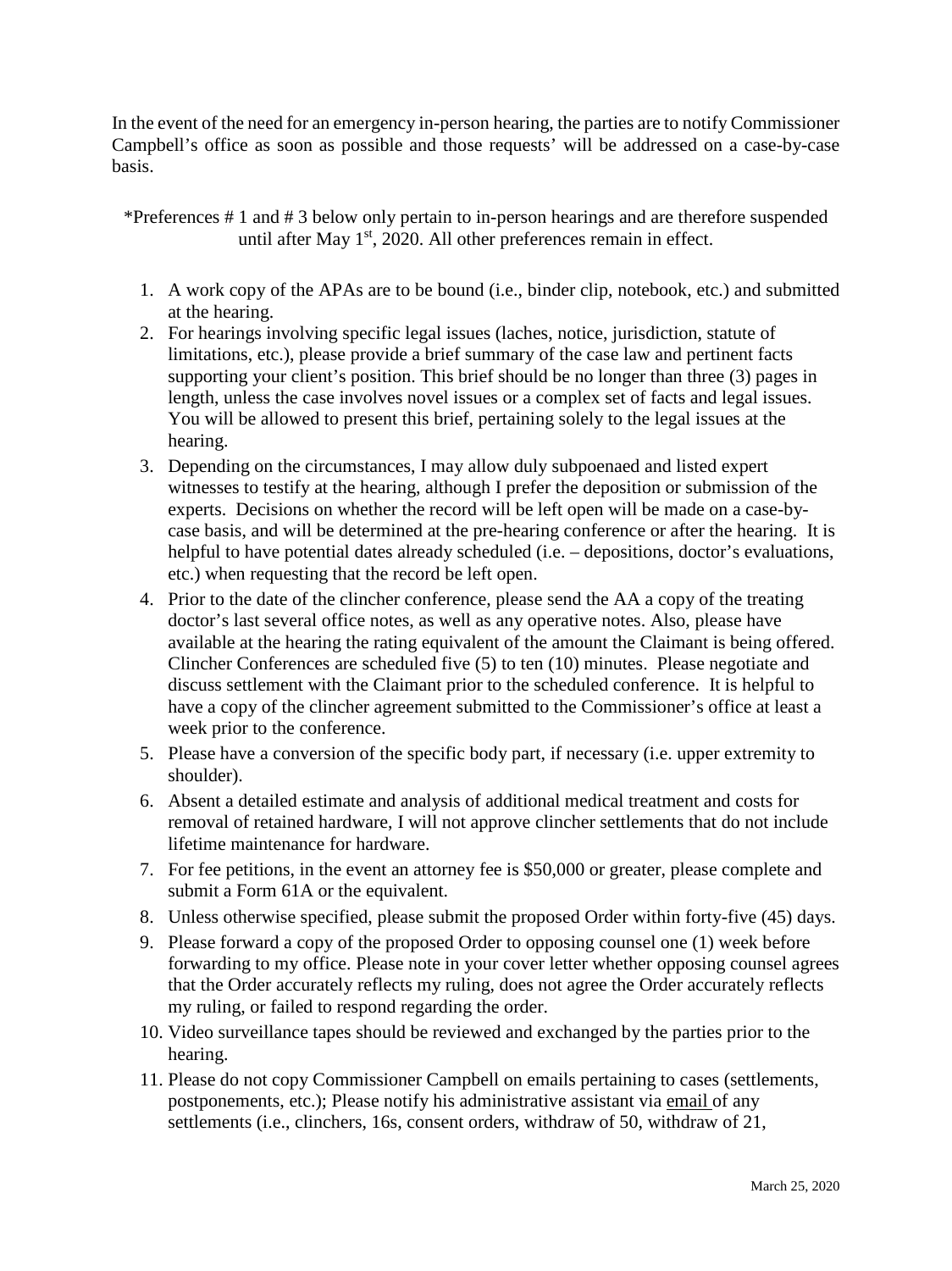In the event of the need for an emergency in-person hearing, the parties are to notify Commissioner Campbell's office as soon as possible and those requests' will be addressed on a case-by-case basis.

*Preferences # 1 and # 3 below only pertain to in-person hearings and are therefore suspended until after May 1st, 2020. All other preferences remain in effect.

1. A work copy of the APAs are to be bound (i.e., binder clip, notebook, etc.) and submitted at the hearing.
2. For hearings involving specific legal issues (laches, notice, jurisdiction, statute of limitations, etc.), please provide a brief summary of the case law and pertinent facts supporting your client's position. This brief should be no longer than three (3) pages in length, unless the case involves novel issues or a complex set of facts and legal issues. You will be allowed to present this brief, pertaining solely to the legal issues at the hearing.
3. Depending on the circumstances, I may allow duly subpoenaed and listed expert witnesses to testify at the hearing, although I prefer the deposition or submission of the experts. Decisions on whether the record will be left open will be made on a case-by-case basis, and will be determined at the pre-hearing conference or after the hearing. It is helpful to have potential dates already scheduled (i.e. – depositions, doctor's evaluations, etc.) when requesting that the record be left open.
4. Prior to the date of the clincher conference, please send the AA a copy of the treating doctor's last several office notes, as well as any operative notes. Also, please have available at the hearing the rating equivalent of the amount the Claimant is being offered. Clincher Conferences are scheduled five (5) to ten (10) minutes. Please negotiate and discuss settlement with the Claimant prior to the scheduled conference. It is helpful to have a copy of the clincher agreement submitted to the Commissioner's office at least a week prior to the conference.
5. Please have a conversion of the specific body part, if necessary (i.e. upper extremity to shoulder).
6. Absent a detailed estimate and analysis of additional medical treatment and costs for removal of retained hardware, I will not approve clincher settlements that do not include lifetime maintenance for hardware.
7. For fee petitions, in the event an attorney fee is $50,000 or greater, please complete and submit a Form 61A or the equivalent.
8. Unless otherwise specified, please submit the proposed Order within forty-five (45) days.
9. Please forward a copy of the proposed Order to opposing counsel one (1) week before forwarding to my office. Please note in your cover letter whether opposing counsel agrees that the Order accurately reflects my ruling, does not agree the Order accurately reflects my ruling, or failed to respond regarding the order.
10. Video surveillance tapes should be reviewed and exchanged by the parties prior to the hearing.
11. Please do not copy Commissioner Campbell on emails pertaining to cases (settlements, postponements, etc.); Please notify his administrative assistant via email of any settlements (i.e., clinchers, 16s, consent orders, withdraw of 50, withdraw of 21,

March 25, 2020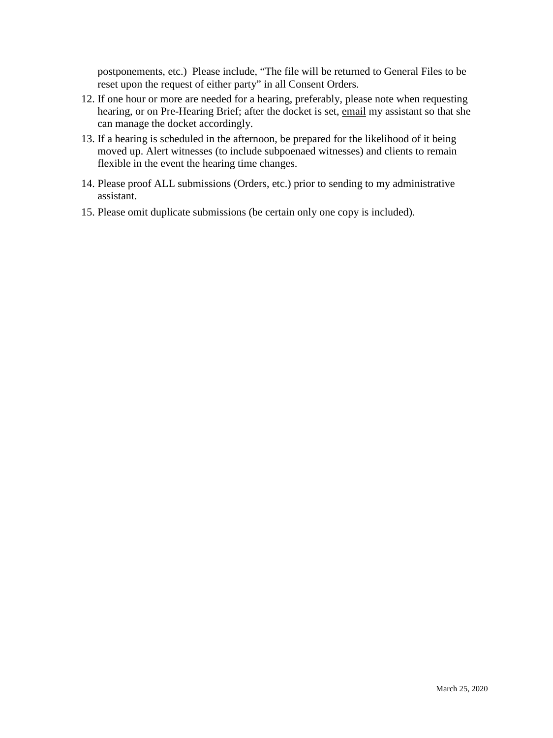postponements, etc.) Please include, "The file will be returned to General Files to be reset upon the request of either party" in all Consent Orders.

12. If one hour or more are needed for a hearing, preferably, please note when requesting hearing, or on Pre-Hearing Brief; after the docket is set, <u>email</u> my assistant so that she can manage the docket accordingly.
13. If a hearing is scheduled in the afternoon, be prepared for the likelihood of it being moved up. Alert witnesses (to include subpoenaed witnesses) and clients to remain flexible in the event the hearing time changes.
14. Please proof ALL submissions (Orders, etc.) prior to sending to my administrative assistant.
15. Please omit duplicate submissions (be certain only one copy is included).

March 25, 2020